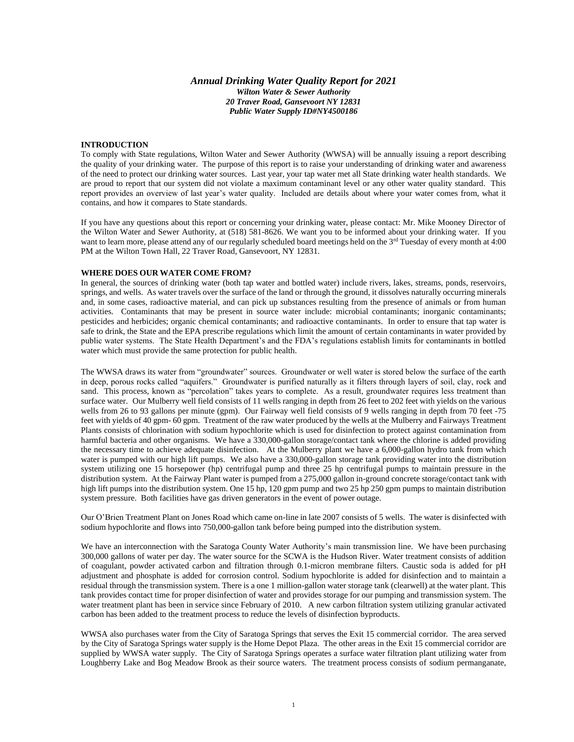# *Annual Drinking Water Quality Report for 2021*

***Wilton Water & Sewer Authority***
***20 Traver Road, Gansevoort NY 12831***
***Public Water Supply ID#NY4500186***

## INTRODUCTION

To comply with State regulations, Wilton Water and Sewer Authority (WWSA) will be annually issuing a report describing the quality of your drinking water. The purpose of this report is to raise your understanding of drinking water and awareness of the need to protect our drinking water sources. Last year, your tap water met all State drinking water health standards. We are proud to report that our system did not violate a maximum contaminant level or any other water quality standard. This report provides an overview of last year's water quality. Included are details about where your water comes from, what it contains, and how it compares to State standards.

If you have any questions about this report or concerning your drinking water, please contact: Mr. Mike Mooney Director of the Wilton Water and Sewer Authority, at (518) 581-8626. We want you to be informed about your drinking water. If you want to learn more, please attend any of our regularly scheduled board meetings held on the 3rd Tuesday of every month at 4:00 PM at the Wilton Town Hall, 22 Traver Road, Gansevoort, NY 12831.

## WHERE DOES OUR WATER COME FROM?

In general, the sources of drinking water (both tap water and bottled water) include rivers, lakes, streams, ponds, reservoirs, springs, and wells. As water travels over the surface of the land or through the ground, it dissolves naturally occurring minerals and, in some cases, radioactive material, and can pick up substances resulting from the presence of animals or from human activities. Contaminants that may be present in source water include: microbial contaminants; inorganic contaminants; pesticides and herbicides; organic chemical contaminants; and radioactive contaminants. In order to ensure that tap water is safe to drink, the State and the EPA prescribe regulations which limit the amount of certain contaminants in water provided by public water systems. The State Health Department's and the FDA's regulations establish limits for contaminants in bottled water which must provide the same protection for public health.

The WWSA draws its water from "groundwater" sources. Groundwater or well water is stored below the surface of the earth in deep, porous rocks called "aquifers." Groundwater is purified naturally as it filters through layers of soil, clay, rock and sand. This process, known as "percolation" takes years to complete. As a result, groundwater requires less treatment than surface water. Our Mulberry well field consists of 11 wells ranging in depth from 26 feet to 202 feet with yields on the various wells from 26 to 93 gallons per minute (gpm). Our Fairway well field consists of 9 wells ranging in depth from 70 feet -75 feet with yields of 40 gpm- 60 gpm. Treatment of the raw water produced by the wells at the Mulberry and Fairways Treatment Plants consists of chlorination with sodium hypochlorite which is used for disinfection to protect against contamination from harmful bacteria and other organisms. We have a 330,000-gallon storage/contact tank where the chlorine is added providing the necessary time to achieve adequate disinfection. At the Mulberry plant we have a 6,000-gallon hydro tank from which water is pumped with our high lift pumps. We also have a 330,000-gallon storage tank providing water into the distribution system utilizing one 15 horsepower (hp) centrifugal pump and three 25 hp centrifugal pumps to maintain pressure in the distribution system. At the Fairway Plant water is pumped from a 275,000 gallon in-ground concrete storage/contact tank with high lift pumps into the distribution system. One 15 hp, 120 gpm pump and two 25 hp 250 gpm pumps to maintain distribution system pressure. Both facilities have gas driven generators in the event of power outage.

Our O'Brien Treatment Plant on Jones Road which came on-line in late 2007 consists of 5 wells. The water is disinfected with sodium hypochlorite and flows into 750,000-gallon tank before being pumped into the distribution system.

We have an interconnection with the Saratoga County Water Authority's main transmission line. We have been purchasing 300,000 gallons of water per day. The water source for the SCWA is the Hudson River. Water treatment consists of addition of coagulant, powder activated carbon and filtration through 0.1-micron membrane filters. Caustic soda is added for pH adjustment and phosphate is added for corrosion control. Sodium hypochlorite is added for disinfection and to maintain a residual through the transmission system. There is a one 1 million-gallon water storage tank (clearwell) at the water plant. This tank provides contact time for proper disinfection of water and provides storage for our pumping and transmission system. The water treatment plant has been in service since February of 2010. A new carbon filtration system utilizing granular activated carbon has been added to the treatment process to reduce the levels of disinfection byproducts.

WWSA also purchases water from the City of Saratoga Springs that serves the Exit 15 commercial corridor. The area served by the City of Saratoga Springs water supply is the Home Depot Plaza. The other areas in the Exit 15 commercial corridor are supplied by WWSA water supply. The City of Saratoga Springs operates a surface water filtration plant utilizing water from Loughberry Lake and Bog Meadow Brook as their source waters. The treatment process consists of sodium permanganate,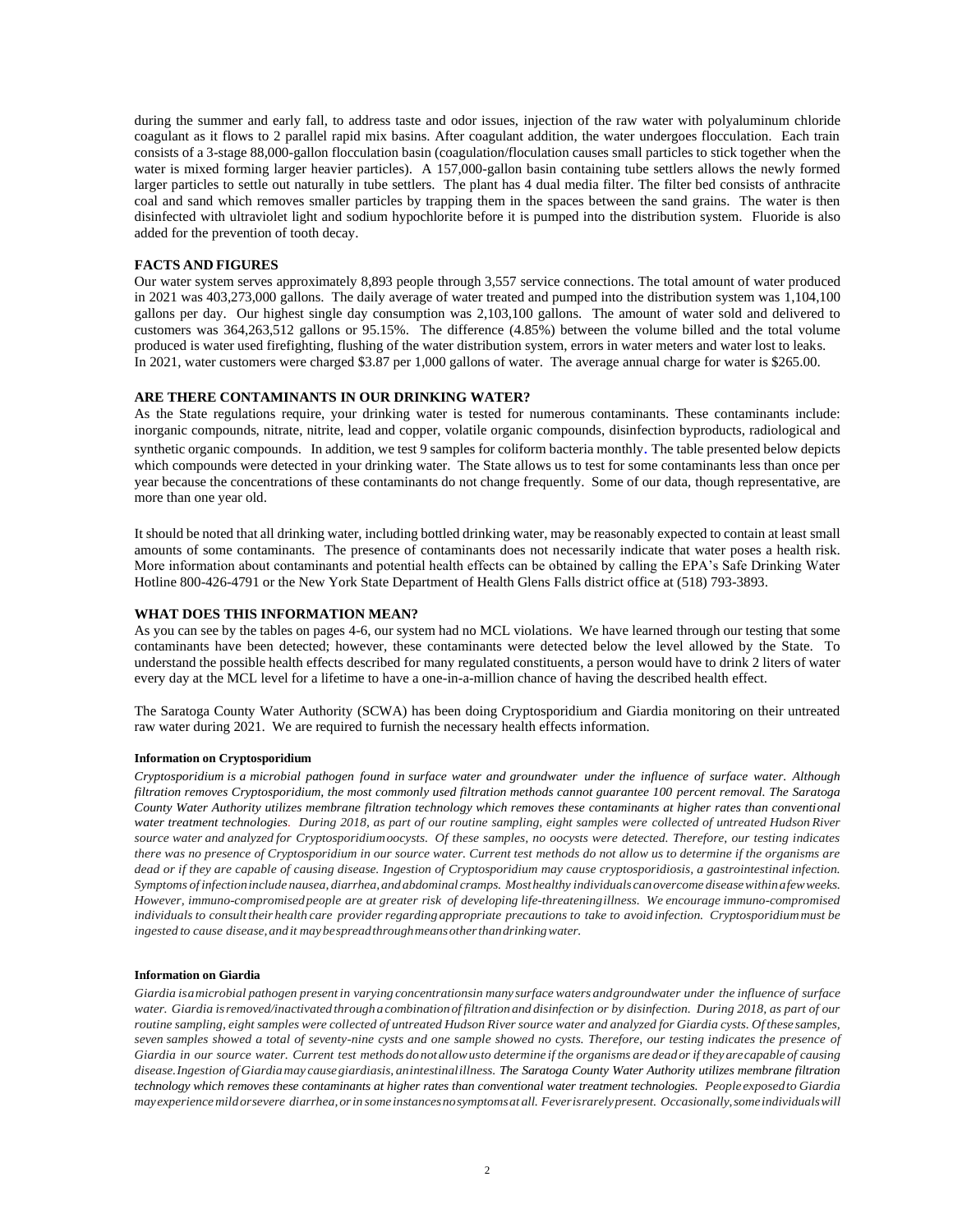during the summer and early fall, to address taste and odor issues, injection of the raw water with polyaluminum chloride coagulant as it flows to 2 parallel rapid mix basins. After coagulant addition, the water undergoes flocculation. Each train consists of a 3-stage 88,000-gallon flocculation basin (coagulation/floculation causes small particles to stick together when the water is mixed forming larger heavier particles). A 157,000-gallon basin containing tube settlers allows the newly formed larger particles to settle out naturally in tube settlers. The plant has 4 dual media filter. The filter bed consists of anthracite coal and sand which removes smaller particles by trapping them in the spaces between the sand grains. The water is then disinfected with ultraviolet light and sodium hypochlorite before it is pumped into the distribution system. Fluoride is also added for the prevention of tooth decay.

### FACTS AND FIGURES

Our water system serves approximately 8,893 people through 3,557 service connections. The total amount of water produced in 2021 was 403,273,000 gallons. The daily average of water treated and pumped into the distribution system was 1,104,100 gallons per day. Our highest single day consumption was 2,103,100 gallons. The amount of water sold and delivered to customers was 364,263,512 gallons or 95.15%. The difference (4.85%) between the volume billed and the total volume produced is water used firefighting, flushing of the water distribution system, errors in water meters and water lost to leaks. In 2021, water customers were charged $3.87 per 1,000 gallons of water. The average annual charge for water is $265.00.

### ARE THERE CONTAMINANTS IN OUR DRINKING WATER?

As the State regulations require, your drinking water is tested for numerous contaminants. These contaminants include: inorganic compounds, nitrate, nitrite, lead and copper, volatile organic compounds, disinfection byproducts, radiological and synthetic organic compounds. In addition, we test 9 samples for coliform bacteria monthly. The table presented below depicts which compounds were detected in your drinking water. The State allows us to test for some contaminants less than once per year because the concentrations of these contaminants do not change frequently. Some of our data, though representative, are more than one year old.

It should be noted that all drinking water, including bottled drinking water, may be reasonably expected to contain at least small amounts of some contaminants. The presence of contaminants does not necessarily indicate that water poses a health risk. More information about contaminants and potential health effects can be obtained by calling the EPA's Safe Drinking Water Hotline 800-426-4791 or the New York State Department of Health Glens Falls district office at (518) 793-3893.

### WHAT DOES THIS INFORMATION MEAN?

As you can see by the tables on pages 4-6, our system had no MCL violations. We have learned through our testing that some contaminants have been detected; however, these contaminants were detected below the level allowed by the State. To understand the possible health effects described for many regulated constituents, a person would have to drink 2 liters of water every day at the MCL level for a lifetime to have a one-in-a-million chance of having the described health effect.

The Saratoga County Water Authority (SCWA) has been doing Cryptosporidium and Giardia monitoring on their untreated raw water during 2021. We are required to furnish the necessary health effects information.

#### Information on Cryptosporidium

*Cryptosporidium is a microbial pathogen found in surface water and groundwater under the influence of surface water. Although filtration removes Cryptosporidium, the most commonly used filtration methods cannot guarantee 100 percent removal. The Saratoga County Water Authority utilizes membrane filtration technology which removes these contaminants at higher rates than conventional water treatment technologies. During 2018, as part of our routine sampling, eight samples were collected of untreated Hudson River source water and analyzed for Cryptosporidium oocysts. Of these samples, no oocysts were detected. Therefore, our testing indicates there was no presence of Cryptosporidium in our source water. Current test methods do not allow us to determine if the organisms are dead or if they are capable of causing disease. Ingestion of Cryptosporidium may cause cryptosporidiosis, a gastrointestinal infection. Symptoms of infection include nausea, diarrhea, and abdominal cramps. Most healthy individuals can overcome disease within a few weeks. However, immuno-compromised people are at greater risk of developing life-threatening illness. We encourage immuno-compromised individuals to consult their health care provider regarding appropriate precautions to take to avoid infection. Cryptosporidium must be ingested to cause disease, and it may be spread through means other than drinking water.*

#### Information on Giardia

*Giardia is a microbial pathogen present in varying concentrations in many surface waters and groundwater under the influence of surface water. Giardia is removed/inactivated through a combination of filtration and disinfection or by disinfection. During 2018, as part of our routine sampling, eight samples were collected of untreated Hudson River source water and analyzed for Giardia cysts. Of these samples, seven samples showed a total of seventy-nine cysts and one sample showed no cysts. Therefore, our testing indicates the presence of Giardia in our source water. Current test methods do not allow us to determine if the organisms are dead or if they are capable of causing disease. Ingestion of Giardia may cause giardiasis, an intestinal illness. The Saratoga County Water Authority utilizes membrane filtration technology which removes these contaminants at higher rates than conventional water treatment technologies. People exposed to Giardia may experience mild or severe diarrhea, or in some instances no symptoms at all. Fever is rarely present. Occasionally, some individuals will*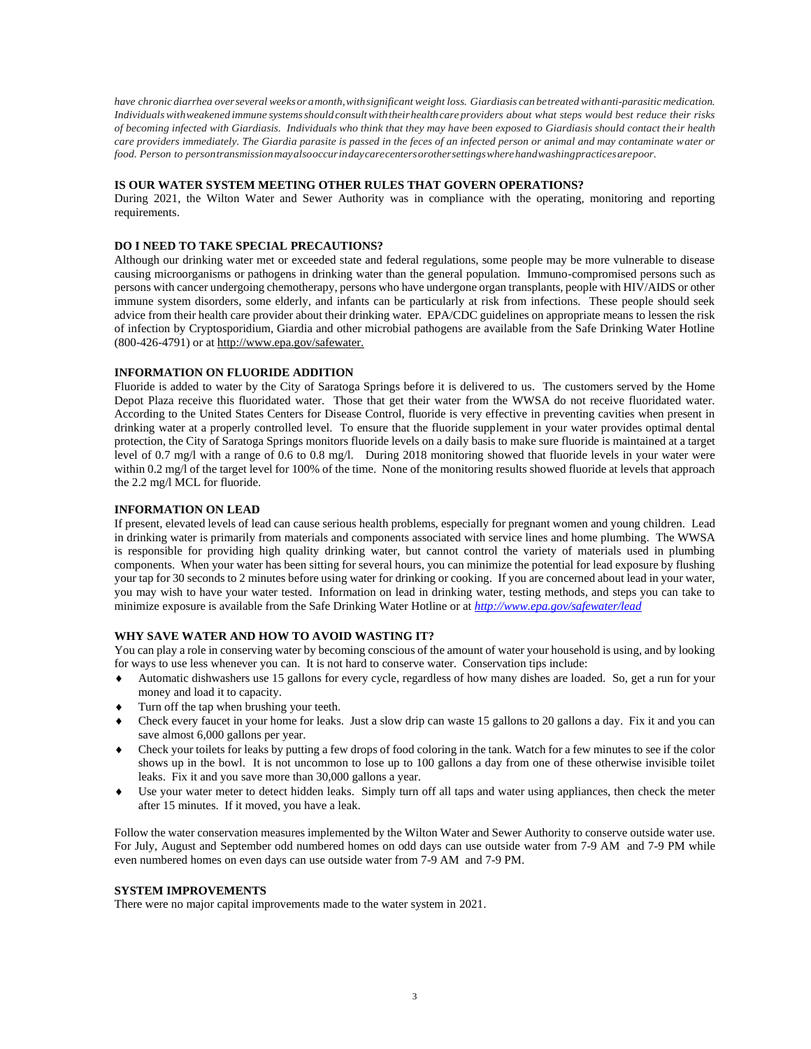*have chronic diarrhea over several weeks or a month, with significant weight loss. Giardiasis can be treated with anti-parasitic medication. Individuals with weakened immune systems should consult with their health care providers about what steps would best reduce their risks of becoming infected with Giardiasis. Individuals who think that they may have been exposed to Giardiasis should contact their health care providers immediately. The Giardia parasite is passed in the feces of an infected person or animal and may contaminate water or food. Person to person transmission may also occur in day care centers or other settings where hand washing practices are poor.*

### IS OUR WATER SYSTEM MEETING OTHER RULES THAT GOVERN OPERATIONS?

During 2021, the Wilton Water and Sewer Authority was in compliance with the operating, monitoring and reporting requirements.

### DO I NEED TO TAKE SPECIAL PRECAUTIONS?

Although our drinking water met or exceeded state and federal regulations, some people may be more vulnerable to disease causing microorganisms or pathogens in drinking water than the general population. Immuno-compromised persons such as persons with cancer undergoing chemotherapy, persons who have undergone organ transplants, people with HIV/AIDS or other immune system disorders, some elderly, and infants can be particularly at risk from infections. These people should seek advice from their health care provider about their drinking water. EPA/CDC guidelines on appropriate means to lessen the risk of infection by Cryptosporidium, Giardia and other microbial pathogens are available from the Safe Drinking Water Hotline (800-426-4791) or at http://www.epa.gov/safewater.

### INFORMATION ON FLUORIDE ADDITION

Fluoride is added to water by the City of Saratoga Springs before it is delivered to us. The customers served by the Home Depot Plaza receive this fluoridated water. Those that get their water from the WWSA do not receive fluoridated water. According to the United States Centers for Disease Control, fluoride is very effective in preventing cavities when present in drinking water at a properly controlled level. To ensure that the fluoride supplement in your water provides optimal dental protection, the City of Saratoga Springs monitors fluoride levels on a daily basis to make sure fluoride is maintained at a target level of 0.7 mg/l with a range of 0.6 to 0.8 mg/l. During 2018 monitoring showed that fluoride levels in your water were within 0.2 mg/l of the target level for 100% of the time. None of the monitoring results showed fluoride at levels that approach the 2.2 mg/l MCL for fluoride.

### INFORMATION ON LEAD

If present, elevated levels of lead can cause serious health problems, especially for pregnant women and young children. Lead in drinking water is primarily from materials and components associated with service lines and home plumbing. The WWSA is responsible for providing high quality drinking water, but cannot control the variety of materials used in plumbing components. When your water has been sitting for several hours, you can minimize the potential for lead exposure by flushing your tap for 30 seconds to 2 minutes before using water for drinking or cooking. If you are concerned about lead in your water, you may wish to have your water tested. Information on lead in drinking water, testing methods, and steps you can take to minimize exposure is available from the Safe Drinking Water Hotline or at *http://www.epa.gov/safewater/lead*

### WHY SAVE WATER AND HOW TO AVOID WASTING IT?

You can play a role in conserving water by becoming conscious of the amount of water your household is using, and by looking for ways to use less whenever you can. It is not hard to conserve water. Conservation tips include:

- Automatic dishwashers use 15 gallons for every cycle, regardless of how many dishes are loaded. So, get a run for your money and load it to capacity.
- Turn off the tap when brushing your teeth.
- Check every faucet in your home for leaks. Just a slow drip can waste 15 gallons to 20 gallons a day. Fix it and you can save almost 6,000 gallons per year.
- Check your toilets for leaks by putting a few drops of food coloring in the tank. Watch for a few minutes to see if the color shows up in the bowl. It is not uncommon to lose up to 100 gallons a day from one of these otherwise invisible toilet leaks. Fix it and you save more than 30,000 gallons a year.
- Use your water meter to detect hidden leaks. Simply turn off all taps and water using appliances, then check the meter after 15 minutes. If it moved, you have a leak.

Follow the water conservation measures implemented by the Wilton Water and Sewer Authority to conserve outside water use. For July, August and September odd numbered homes on odd days can use outside water from 7-9 AM and 7-9 PM while even numbered homes on even days can use outside water from 7-9 AM and 7-9 PM.

### SYSTEM IMPROVEMENTS

There were no major capital improvements made to the water system in 2021.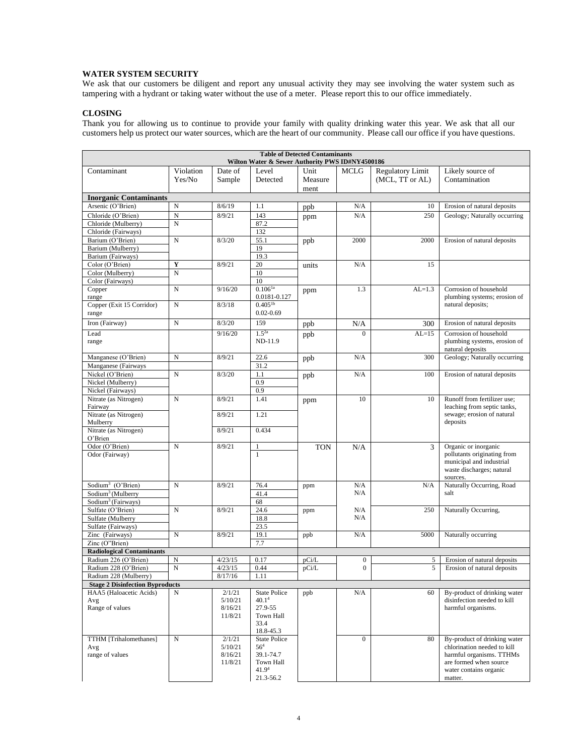**WATER SYSTEM SECURITY**

We ask that our customers be diligent and report any unusual activity they may see involving the water system such as tampering with a hydrant or taking water without the use of a meter. Please report this to our office immediately.

**CLOSING**

Thank you for allowing us to continue to provide your family with quality drinking water this year. We ask that all our customers help us protect our water sources, which are the heart of our community. Please call our office if you have questions.

**Table of Detected Contaminants**
**Wilton Water & Sewer Authority PWS ID#NY4500186**

| Contaminant | Violation Yes/No | Date of Sample | Level Detected | Unit Measurement | MCLG | Regulatory Limit (MCL, TT or AL) | Likely source of Contamination |
|---|---|---|---|---|---|---|---|
| **Inorganic Contaminants** | | | | | | | |
| Arsenic (O'Brien) | N | 8/6/19 | 1.1 | ppb | N/A | 10 | Erosion of natural deposits |
| Chloride (O'Brien) | N | 8/9/21 | 143 | ppm | N/A | 250 | Geology; Naturally occurring |
| Chloride (Mulberry) | N | | 87.2 | | | | |
| Chloride (Fairways) | | | 132 | | | | |
| Barium (O'Brien) | N | 8/3/20 | 55.1 | ppb | 2000 | 2000 | Erosion of natural deposits |
| Barium (Mulberry) | | | 19 | | | | |
| Barium (Fairways) | | | 19.3 | | | | |
| Color (O'Brien) | **Y** | 8/9/21 | 20 | units | N/A | 15 | |
| Color (Mulberry) | N | | 10 | | | | |
| Color (Fairways) | | | 10 | | | | |
| Copper range | N | 9/16/20 | 0.106[1a] 0.0181-0.127 | ppm | 1.3 | AL=1.3 | Corrosion of household plumbing systems; erosion of natural deposits; |
| Copper (Exit 15 Corridor) range | N | 8/3/18 | 0.405[1b] 0.02-0.69 | | | | |
| Iron (Fairway) | N | 8/3/20 | 159 | ppb | N/A | 300 | Erosion of natural deposits |
| Lead range | | 9/16/20 | 1.5[2a] ND-11.9 | ppb | 0 | AL=15 | Corrosion of household plumbing systems, erosion of natural deposits |
| Manganese (O'Brien) | N | 8/9/21 | 22.6 | ppb | N/A | 300 | Geology; Naturally occurring |
| Manganese (Fairways | | | 31.2 | | | | |
| Nickel (O'Brien) | N | 8/3/20 | 1.1 | ppb | N/A | 100 | Erosion of natural deposits |
| Nickel (Mulberry) | | | 0.9 | | | | |
| Nickel (Fairways) | | | 0.9 | | | | |
| Nitrate (as Nitrogen) Fairway | N | 8/9/21 | 1.41 | ppm | 10 | 10 | Runoff from fertilizer use; leaching from septic tanks, sewage; erosion of natural deposits |
| Nitrate (as Nitrogen) Mulberry | | 8/9/21 | 1.21 | | | | |
| Nitrate (as Nitrogen) O'Brien | | 8/9/21 | 0.434 | | | | |
| Odor (O'Brien) | N | 8/9/21 | 1 | TON | N/A | 3 | Organic or inorganic pollutants originating from municipal and industrial waste discharges; natural sources. |
| Odor (Fairway) | | | 1 | | | | |
| Sodium[3] (O'Brien) | N | 8/9/21 | 76.4 | ppm | N/A | N/A | Naturally Occurring, Road salt |
| Sodium[3] (Mulberry | | | 41.4 | | N/A | | |
| Sodium[3] (Fairways) | | | 68 | | | | |
| Sulfate (O'Brien) | N | 8/9/21 | 24.6 | ppm | N/A | 250 | Naturally Occurring, |
| Sulfate (Mulberry | | | 18.8 | | N/A | | |
| Sulfate (Fairways) | | | 23.5 | | | | |
| Zinc (Fairways) | N | 8/9/21 | 19.1 | ppb | N/A | 5000 | Naturally occurring |
| Zinc (O"Brien) | | | 7.7 | | | | |
| **Radiological Contaminants** | | | | | | | |
| Radium 226 (O'Brien) | N | 4/23/15 | 0.17 | pCi/L | 0 | 5 | Erosion of natural deposits |
| Radium 228 (O'Brien) | N | 4/23/15 | 0.44 | pCi/L | 0 | 5 | Erosion of natural deposits |
| Radium 228 (Mulberry) | | 8/17/16 | 1.11 | | | | |
| **Stage 2 Disinfection Byproducts** | | | | | | | |
| HAA5 (Haloacetic Acids) Avg Range of values | N | 2/1/21 5/10/21 8/16/21 11/8/21 | State Police 40.1[4] 27.9-55 Town Hall 33.4 18.8-45.3 | ppb | N/A | 60 | By-product of drinking water disinfection needed to kill harmful organisms. |
| TTHM [Trihalomethanes] Avg range of values | N | 2/1/21 5/10/21 8/16/21 11/8/21 | State Police 56[4] 39.1-74.7 Town Hall 41.9[4] 21.3-56.2 | | 0 | 80 | By-product of drinking water chlorination needed to kill harmful organisms. TTHMs are formed when source water contains organic matter. |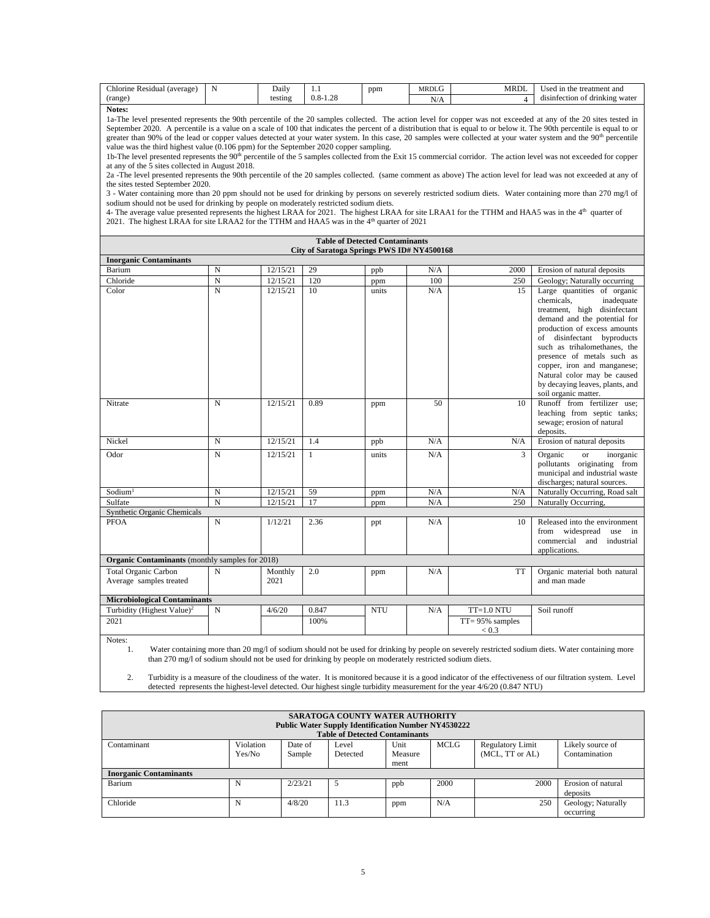| Chlorine Residual (average) (range) | N | Daily testing | 1.1 0.8-1.28 | ppm | MRDLG N/A | MRDL 4 | Used in the treatment and disinfection of drinking water |
|---|---|---|---|---|---|---|---|

**Notes:**

1a-The level presented represents the 90th percentile of the 20 samples collected. The action level for copper was not exceeded at any of the 20 sites tested in September 2020. A percentile is a value on a scale of 100 that indicates the percent of a distribution that is equal to or below it. The 90th percentile is equal to or greater than 90% of the lead or copper values detected at your water system. In this case, 20 samples were collected at your water system and the 90th percentile value was the third highest value (0.106 ppm) for the September 2020 copper sampling.

1b-The level presented represents the 90th percentile of the 5 samples collected from the Exit 15 commercial corridor. The action level was not exceeded for copper at any of the 5 sites collected in August 2018.

2a -The level presented represents the 90th percentile of the 20 samples collected. (same comment as above) The action level for lead was not exceeded at any of the sites tested September 2020.

3 - Water containing more than 20 ppm should not be used for drinking by persons on severely restricted sodium diets. Water containing more than 270 mg/l of sodium should not be used for drinking by people on moderately restricted sodium diets.

4- The average value presented represents the highest LRAA for 2021. The highest LRAA for site LRAA1 for the TTHM and HAA5 was in the 4th quarter of 2021. The highest LRAA for site LRAA2 for the TTHM and HAA5 was in the 4th quarter of 2021

**Table of Detected Contaminants**
**City of Saratoga Springs PWS ID# NY4500168**

| | | | | | | | |
|---|---|---|---|---|---|---|---|
| **Inorganic Contaminants** | | | | | | | |
| Barium | N | 12/15/21 | 29 | ppb | N/A | 2000 | Erosion of natural deposits |
| Chloride | N | 12/15/21 | 120 | ppm | 100 | 250 | Geology; Naturally occurring |
| Color | N | 12/15/21 | 10 | units | N/A | 15 | Large quantities of organic chemicals, inadequate treatment, high disinfectant demand and the potential for production of excess amounts of disinfectant byproducts such as trihalomethanes, the presence of metals such as copper, iron and manganese; Natural color may be caused by decaying leaves, plants, and soil organic matter. |
| Nitrate | N | 12/15/21 | 0.89 | ppm | 50 | 10 | Runoff from fertilizer use; leaching from septic tanks; sewage; erosion of natural deposits. |
| Nickel | N | 12/15/21 | 1.4 | ppb | N/A | N/A | Erosion of natural deposits |
| Odor | N | 12/15/21 | 1 | units | N/A | 3 | Organic or inorganic pollutants originating from municipal and industrial waste discharges; natural sources. |
| Sodium[1] | N | 12/15/21 | 59 | ppm | N/A | N/A | Naturally Occurring, Road salt |
| Sulfate | N | 12/15/21 | 17 | ppm | N/A | 250 | Naturally Occurring, |
| Synthetic Organic Chemicals | | | | | | | |
| PFOA | N | 1/12/21 | 2.36 | ppt | N/A | 10 | Released into the environment from widespread use in commercial and industrial applications. |
| **Organic Contaminants** (monthly samples for 2018) | | | | | | | |
| Total Organic Carbon Average samples treated | N | Monthly 2021 | 2.0 | ppm | N/A | TT | Organic material both natural and man made |
| **Microbiological Contaminants** | | | | | | | |
| Turbidity (Highest Value)[2] | N | 4/6/20 | 0.847 | NTU | N/A | TT=1.0 NTU | Soil runoff |
| 2021 | | | 100% | | | TT= 95% samples < 0.3 | |

Notes:

1. Water containing more than 20 mg/l of sodium should not be used for drinking by people on severely restricted sodium diets. Water containing more than 270 mg/l of sodium should not be used for drinking by people on moderately restricted sodium diets.

2. Turbidity is a measure of the cloudiness of the water. It is monitored because it is a good indicator of the effectiveness of our filtration system. Level detected represents the highest-level detected. Our highest single turbidity measurement for the year 4/6/20 (0.847 NTU)

**SARATOGA COUNTY WATER AUTHORITY**
**Public Water Supply Identification Number NY4530222**
**Table of Detected Contaminants**

| Contaminant | Violation Yes/No | Date of Sample | Level Detected | Unit Measurement | MCLG | Regulatory Limit (MCL, TT or AL) | Likely source of Contamination |
|---|---|---|---|---|---|---|---|
| **Inorganic Contaminants** | | | | | | | |
| Barium | N | 2/23/21 | 5 | ppb | 2000 | 2000 | Erosion of natural deposits |
| Chloride | N | 4/8/20 | 11.3 | ppm | N/A | 250 | Geology; Naturally occurring |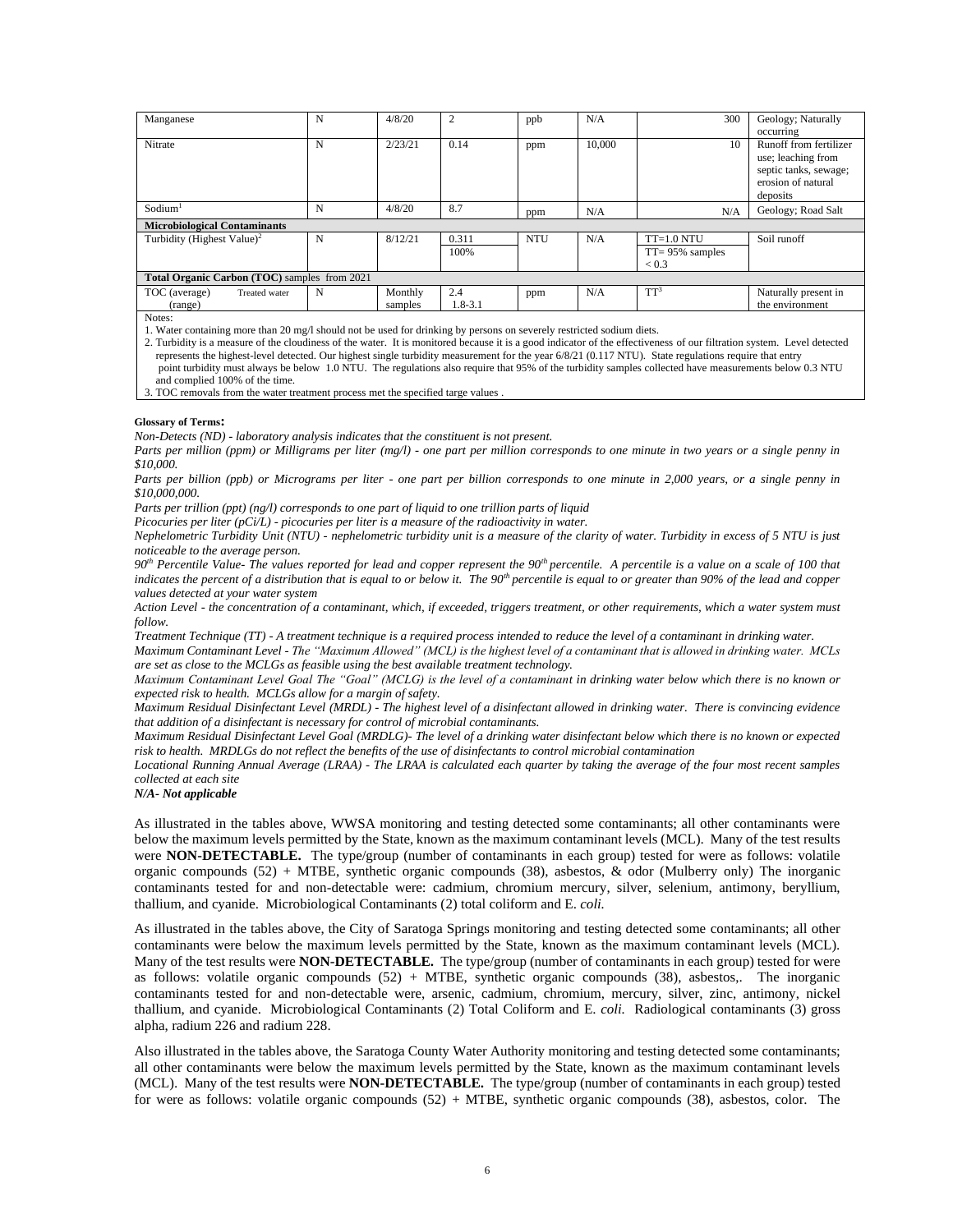| Manganese | N | 4/8/20 | 2 | ppb | N/A | 300 | Geology; Naturally occurring |
|---|---|---|---|---|---|---|---|
| Nitrate | N | 2/23/21 | 0.14 | ppm | 10,000 | 10 | Runoff from fertilizer use; leaching from septic tanks, sewage; erosion of natural deposits |
| Sodium[1] | N | 4/8/20 | 8.7 | ppm | N/A | N/A | Geology; Road Salt |
| **Microbiological Contaminants** | | | | | | | |
| Turbidity (Highest Value)[2] | N | 8/12/21 | 0.311<br>100% | NTU | N/A | TT=1.0 NTU<br>TT= 95% samples < 0.3 | Soil runoff |
| **Total Organic Carbon (TOC)** samples from 2021 | | | | | | | |
| TOC (average) (range) Treated water | N | Monthly samples | 2.4<br>1.8-3.1 | ppm | N/A | TT[3] | Naturally present in the environment |

Notes:

1. Water containing more than 20 mg/l should not be used for drinking by persons on severely restricted sodium diets.
2. Turbidity is a measure of the cloudiness of the water. It is monitored because it is a good indicator of the effectiveness of our filtration system. Level detected represents the highest-level detected. Our highest single turbidity measurement for the year 6/8/21 (0.117 NTU). State regulations require that entry point turbidity must always be below 1.0 NTU. The regulations also require that 95% of the turbidity samples collected have measurements below 0.3 NTU and complied 100% of the time.
3. TOC removals from the water treatment process met the specified targe values .

**Glossary of Terms:**

*Non-Detects (ND) - laboratory analysis indicates that the constituent is not present.*

*Parts per million (ppm) or Milligrams per liter (mg/l) - one part per million corresponds to one minute in two years or a single penny in \$10,000.*

*Parts per billion (ppb) or Micrograms per liter - one part per billion corresponds to one minute in 2,000 years, or a single penny in \$10,000,000.*

*Parts per trillion (ppt) (ng/l) corresponds to one part of liquid to one trillion parts of liquid*

*Picocuries per liter (pCi/L) - picocuries per liter is a measure of the radioactivity in water.*

*Nephelometric Turbidity Unit (NTU) - nephelometric turbidity unit is a measure of the clarity of water. Turbidity in excess of 5 NTU is just noticeable to the average person.*

*90th Percentile Value- The values reported for lead and copper represent the 90th percentile. A percentile is a value on a scale of 100 that indicates the percent of a distribution that is equal to or below it. The 90th percentile is equal to or greater than 90% of the lead and copper values detected at your water system*

*Action Level - the concentration of a contaminant, which, if exceeded, triggers treatment, or other requirements, which a water system must follow.*

*Treatment Technique (TT) - A treatment technique is a required process intended to reduce the level of a contaminant in drinking water.*

*Maximum Contaminant Level - The "Maximum Allowed" (MCL) is the highest level of a contaminant that is allowed in drinking water. MCLs are set as close to the MCLGs as feasible using the best available treatment technology.*

*Maximum Contaminant Level Goal The "Goal" (MCLG) is the level of a contaminant in drinking water below which there is no known or expected risk to health. MCLGs allow for a margin of safety.*

*Maximum Residual Disinfectant Level (MRDL) - The highest level of a disinfectant allowed in drinking water. There is convincing evidence that addition of a disinfectant is necessary for control of microbial contaminants.*

*Maximum Residual Disinfectant Level Goal (MRDLG)- The level of a drinking water disinfectant below which there is no known or expected risk to health. MRDLGs do not reflect the benefits of the use of disinfectants to control microbial contamination*

*Locational Running Annual Average (LRAA) - The LRAA is calculated each quarter by taking the average of the four most recent samples collected at each site*

***N/A- Not applicable***

As illustrated in the tables above, WWSA monitoring and testing detected some contaminants; all other contaminants were below the maximum levels permitted by the State, known as the maximum contaminant levels (MCL). Many of the test results were **NON-DETECTABLE.** The type/group (number of contaminants in each group) tested for were as follows: volatile organic compounds (52) + MTBE, synthetic organic compounds (38), asbestos, & odor (Mulberry only) The inorganic contaminants tested for and non-detectable were: cadmium, chromium mercury, silver, selenium, antimony, beryllium, thallium, and cyanide. Microbiological Contaminants (2) total coliform and E. *coli.*

As illustrated in the tables above, the City of Saratoga Springs monitoring and testing detected some contaminants; all other contaminants were below the maximum levels permitted by the State, known as the maximum contaminant levels (MCL). Many of the test results were **NON-DETECTABLE.** The type/group (number of contaminants in each group) tested for were as follows: volatile organic compounds (52) + MTBE, synthetic organic compounds (38), asbestos,. The inorganic contaminants tested for and non-detectable were, arsenic, cadmium, chromium, mercury, silver, zinc, antimony, nickel thallium, and cyanide. Microbiological Contaminants (2) Total Coliform and E. *coli.* Radiological contaminants (3) gross alpha, radium 226 and radium 228.

Also illustrated in the tables above, the Saratoga County Water Authority monitoring and testing detected some contaminants; all other contaminants were below the maximum levels permitted by the State, known as the maximum contaminant levels (MCL). Many of the test results were **NON-DETECTABLE.** The type/group (number of contaminants in each group) tested for were as follows: volatile organic compounds (52) + MTBE, synthetic organic compounds (38), asbestos, color. The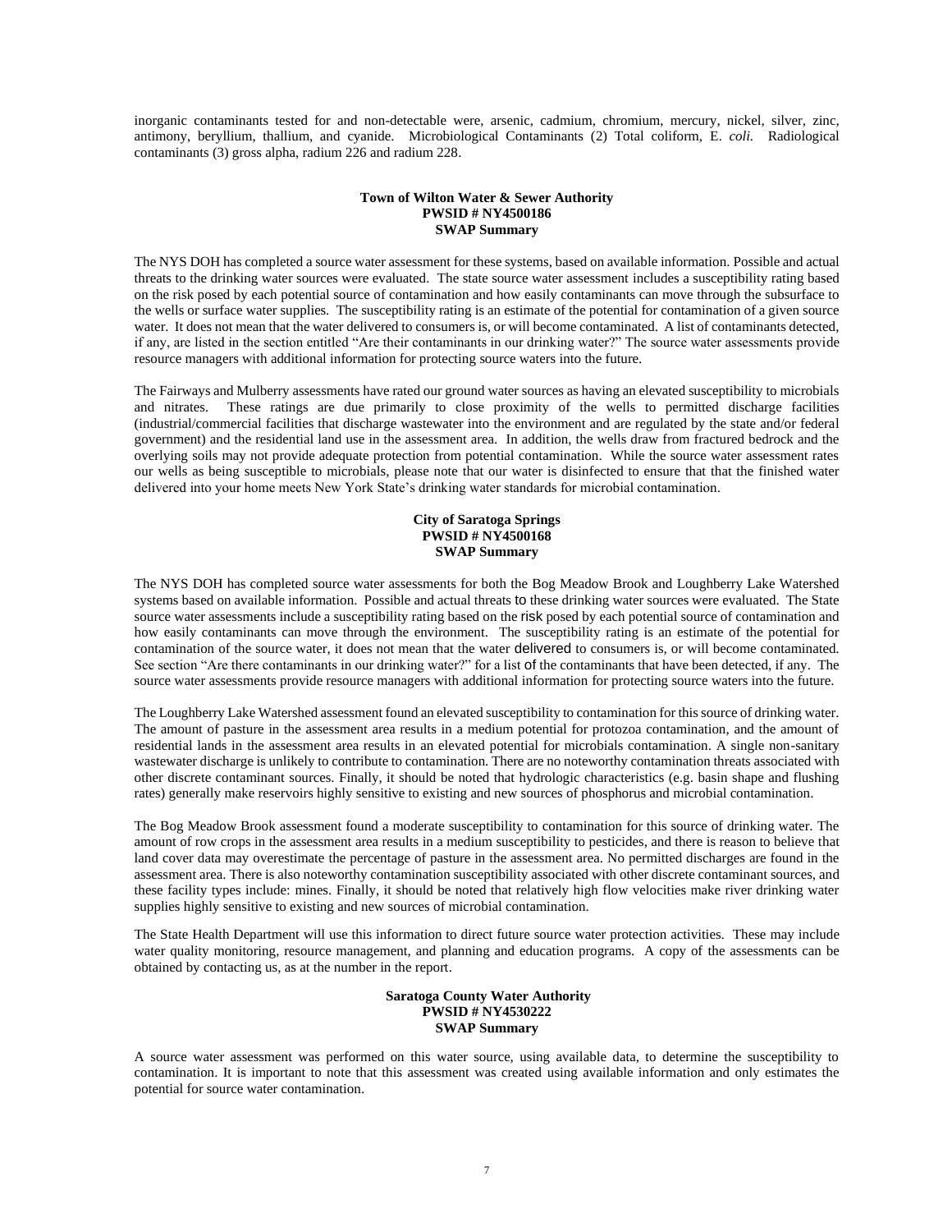inorganic contaminants tested for and non-detectable were, arsenic, cadmium, chromium, mercury, nickel, silver, zinc, antimony, beryllium, thallium, and cyanide. Microbiological Contaminants (2) Total coliform, E. *coli.* Radiological contaminants (3) gross alpha, radium 226 and radium 228.

**Town of Wilton Water & Sewer Authority**
**PWSID # NY4500186**
**SWAP Summary**

The NYS DOH has completed a source water assessment for these systems, based on available information. Possible and actual threats to the drinking water sources were evaluated. The state source water assessment includes a susceptibility rating based on the risk posed by each potential source of contamination and how easily contaminants can move through the subsurface to the wells or surface water supplies. The susceptibility rating is an estimate of the potential for contamination of a given source water. It does not mean that the water delivered to consumers is, or will become contaminated. A list of contaminants detected, if any, are listed in the section entitled "Are their contaminants in our drinking water?" The source water assessments provide resource managers with additional information for protecting source waters into the future.

The Fairways and Mulberry assessments have rated our ground water sources as having an elevated susceptibility to microbials and nitrates. These ratings are due primarily to close proximity of the wells to permitted discharge facilities (industrial/commercial facilities that discharge wastewater into the environment and are regulated by the state and/or federal government) and the residential land use in the assessment area. In addition, the wells draw from fractured bedrock and the overlying soils may not provide adequate protection from potential contamination. While the source water assessment rates our wells as being susceptible to microbials, please note that our water is disinfected to ensure that that the finished water delivered into your home meets New York State's drinking water standards for microbial contamination.

**City of Saratoga Springs**
**PWSID # NY4500168**
**SWAP Summary**

The NYS DOH has completed source water assessments for both the Bog Meadow Brook and Loughberry Lake Watershed systems based on available information. Possible and actual threats to these drinking water sources were evaluated. The State source water assessments include a susceptibility rating based on the risk posed by each potential source of contamination and how easily contaminants can move through the environment. The susceptibility rating is an estimate of the potential for contamination of the source water, it does not mean that the water delivered to consumers is, or will become contaminated. See section "Are there contaminants in our drinking water?" for a list of the contaminants that have been detected, if any. The source water assessments provide resource managers with additional information for protecting source waters into the future.

The Loughberry Lake Watershed assessment found an elevated susceptibility to contamination for this source of drinking water. The amount of pasture in the assessment area results in a medium potential for protozoa contamination, and the amount of residential lands in the assessment area results in an elevated potential for microbials contamination. A single non-sanitary wastewater discharge is unlikely to contribute to contamination. There are no noteworthy contamination threats associated with other discrete contaminant sources. Finally, it should be noted that hydrologic characteristics (e.g. basin shape and flushing rates) generally make reservoirs highly sensitive to existing and new sources of phosphorus and microbial contamination.

The Bog Meadow Brook assessment found a moderate susceptibility to contamination for this source of drinking water. The amount of row crops in the assessment area results in a medium susceptibility to pesticides, and there is reason to believe that land cover data may overestimate the percentage of pasture in the assessment area. No permitted discharges are found in the assessment area. There is also noteworthy contamination susceptibility associated with other discrete contaminant sources, and these facility types include: mines. Finally, it should be noted that relatively high flow velocities make river drinking water supplies highly sensitive to existing and new sources of microbial contamination.

The State Health Department will use this information to direct future source water protection activities. These may include water quality monitoring, resource management, and planning and education programs. A copy of the assessments can be obtained by contacting us, as at the number in the report.

**Saratoga County Water Authority**
**PWSID # NY4530222**
**SWAP Summary**

A source water assessment was performed on this water source, using available data, to determine the susceptibility to contamination. It is important to note that this assessment was created using available information and only estimates the potential for source water contamination.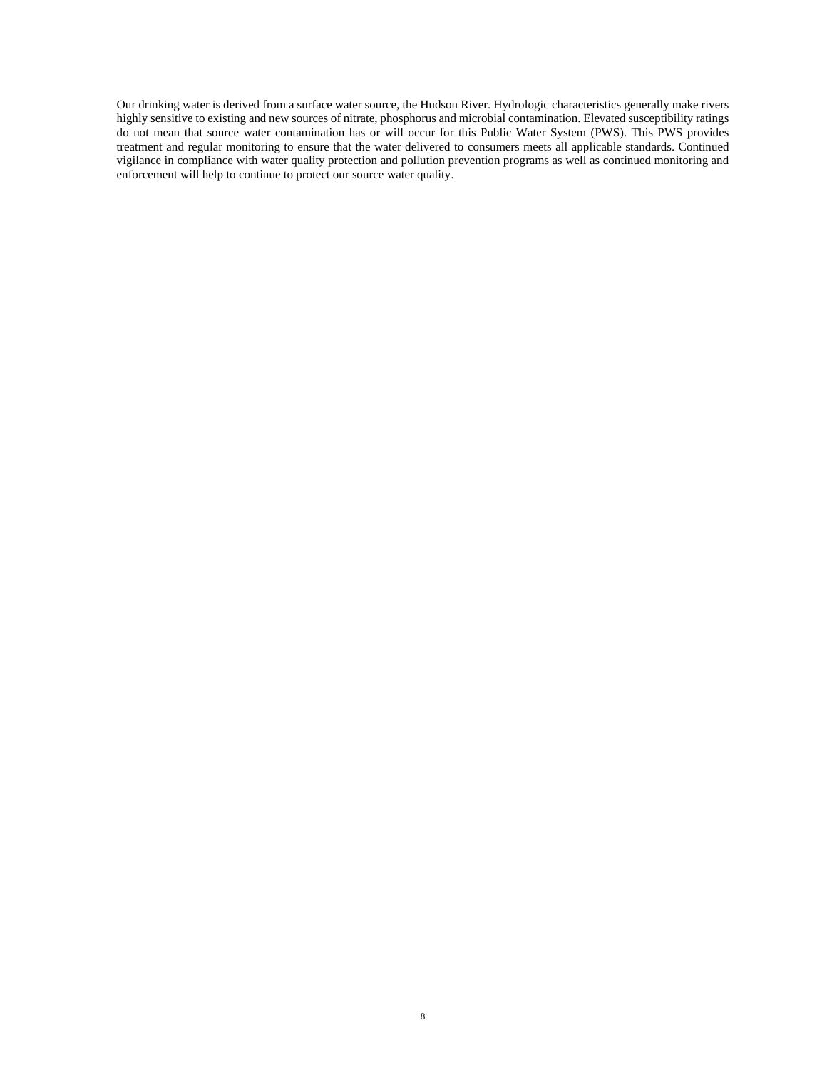Our drinking water is derived from a surface water source, the Hudson River. Hydrologic characteristics generally make rivers highly sensitive to existing and new sources of nitrate, phosphorus and microbial contamination. Elevated susceptibility ratings do not mean that source water contamination has or will occur for this Public Water System (PWS). This PWS provides treatment and regular monitoring to ensure that the water delivered to consumers meets all applicable standards. Continued vigilance in compliance with water quality protection and pollution prevention programs as well as continued monitoring and enforcement will help to continue to protect our source water quality.